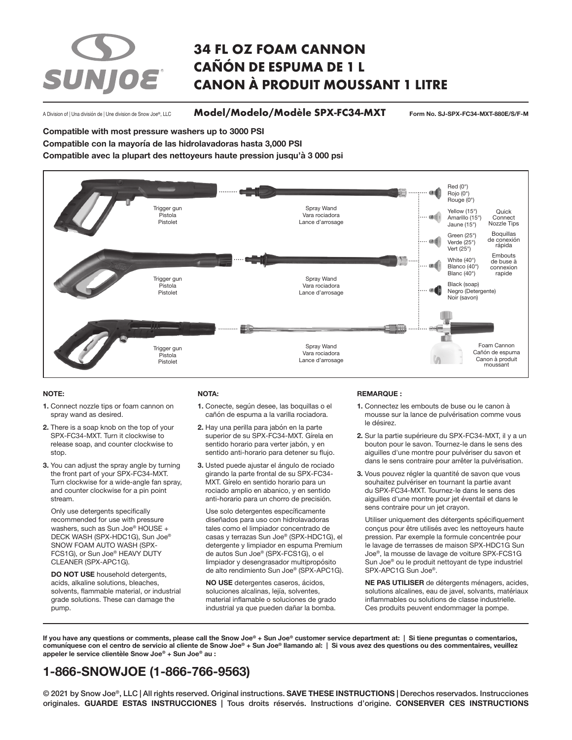# 34 FL OZ FOAM CANNON
# CAÑÓN DE ESPUMA DE 1 L
# CANON À PRODUIT MOUSSANT 1 LITRE

A Division of | Una división de | Une division de Snow Joe®, LLC

**Model/Modelo/Modèle SPX-FC34-MXT**

Form No. SJ-SPX-FC34-MXT-880E/S/F-M

**Compatible with most pressure washers up to 3000 PSI**

**Compatible con la mayoría de las hidrolavadoras hasta 3,000 PSI**

**Compatible avec la plupart des nettoyeurs haute pression jusqu'à 3 000 psi**

Trigger gun / Pistola / Pistolet

Spray Wand / Vara rociadora / Lance d'arrosage

Red (0°) / Rojo (0°) / Rouge (0°)

Yellow (15°) / Amarillo (15°) / Jaune (15°)

Green (25°) / Verde (25°) / Vert (25°)

White (40°) / Blanco (40°) / Blanc (40°)

Black (soap) / Negro (Detergente) / Noir (savon)

Quick Connect Nozzle Tips / Boquillas de conexión rápida / Embouts de buse à connexion rapide

Foam Cannon / Cañón de espuma / Canon à produit moussant

**NOTE:**

1. Connect nozzle tips or foam cannon on spray wand as desired.
2. There is a soap knob on the top of your SPX-FC34-MXT. Turn it clockwise to release soap, and counter clockwise to stop.
3. You can adjust the spray angle by turning the front part of your SPX-FC34-MXT. Turn clockwise for a wide-angle fan spray, and counter clockwise for a pin point stream.

   Only use detergents specifically recommended for use with pressure washers, such as Sun Joe® HOUSE + DECK WASH (SPX-HDC1G), Sun Joe® SNOW FOAM AUTO WASH (SPX-FCS1G), or Sun Joe® HEAVY DUTY CLEANER (SPX-APC1G).

   **DO NOT USE** household detergents, acids, alkaline solutions, bleaches, solvents, flammable material, or industrial grade solutions. These can damage the pump.

**NOTA:**

1. Conecte, según desee, las boquillas o el cañón de espuma a la varilla rociadora.
2. Hay una perilla para jabón en la parte superior de su SPX-FC34-MXT. Gírela en sentido horario para verter jabón, y en sentido anti-horario para detener su flujo.
3. Usted puede ajustar el ángulo de rociado girando la parte frontal de su SPX-FC34-MXT. Gírelo en sentido horario para un rociado amplio en abanico, y en sentido anti-horario para un chorro de precisión.

   Use solo detergentes específicamente diseñados para uso con hidrolavadoras tales como el limpiador concentrado de casas y terrazas Sun Joe® (SPX-HDC1G), el detergente y limpiador en espuma Premium de autos Sun Joe® (SPX-FCS1G), o el limpiador y desengrasador multipropósito de alto rendimiento Sun Joe® (SPX-APC1G).

   **NO USE** detergentes caseros, ácidos, soluciones alcalinas, lejía, solventes, material inflamable o soluciones de grado industrial ya que pueden dañar la bomba.

**REMARQUE :**

1. Connectez les embouts de buse ou le canon à mousse sur la lance de pulvérisation comme vous le désirez.
2. Sur la partie supérieure du SPX-FC34-MXT, il y a un bouton pour le savon. Tournez-le dans le sens des aiguilles d'une montre pour pulvériser du savon et dans le sens contraire pour arrêter la pulvérisation.
3. Vous pouvez régler la quantité de savon que vous souhaitez pulvériser en tournant la partie avant du SPX-FC34-MXT. Tournez-le dans le sens des aiguilles d'une montre pour jet éventail et dans le sens contraire pour un jet crayon.

   Utiliser uniquement des détergents spécifiquement conçus pour être utilisés avec les nettoyeurs haute pression. Par exemple la formule concentrée pour le lavage de terrasses de maison SPX-HDC1G Sun Joe®, la mousse de lavage de voiture SPX-FCS1G Sun Joe® ou le produit nettoyant de type industriel SPX-APC1G Sun Joe®.

   **NE PAS UTILISER** de détergents ménagers, acides, solutions alcalines, eau de javel, solvants, matériaux inflammables ou solutions de classe industrielle. Ces produits peuvent endommager la pompe.

**If you have any questions or comments, please call the Snow Joe® + Sun Joe® customer service department at: | Si tiene preguntas o comentarios, comuníquese con el centro de servicio al cliente de Snow Joe® + Sun Joe® llamando al: | Si vous avez des questions ou des commentaires, veuillez appeler le service clientèle Snow Joe® + Sun Joe® au :**

## 1-866-SNOWJOE (1-866-766-9563)

© 2021 by Snow Joe®, LLC | All rights reserved. Original instructions. **SAVE THESE INSTRUCTIONS** | Derechos reservados. Instrucciones originales. **GUARDE ESTAS INSTRUCCIONES** | Tous droits réservés. Instructions d'origine. **CONSERVER CES INSTRUCTIONS**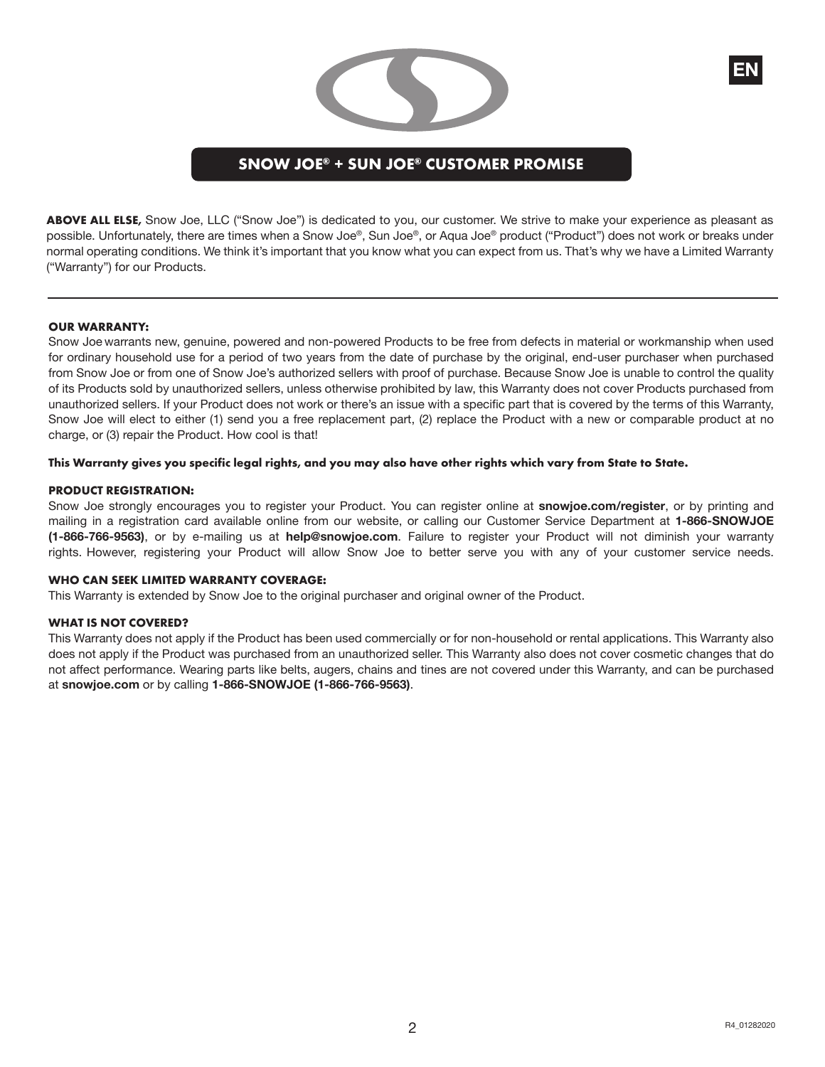# SNOW JOE® + SUN JOE® CUSTOMER PROMISE

**ABOVE ALL ELSE,** Snow Joe, LLC ("Snow Joe") is dedicated to you, our customer. We strive to make your experience as pleasant as possible. Unfortunately, there are times when a Snow Joe®, Sun Joe®, or Aqua Joe® product ("Product") does not work or breaks under normal operating conditions. We think it's important that you know what you can expect from us. That's why we have a Limited Warranty ("Warranty") for our Products.

---

**OUR WARRANTY:**

Snow Joe warrants new, genuine, powered and non-powered Products to be free from defects in material or workmanship when used for ordinary household use for a period of two years from the date of purchase by the original, end-user purchaser when purchased from Snow Joe or from one of Snow Joe's authorized sellers with proof of purchase. Because Snow Joe is unable to control the quality of its Products sold by unauthorized sellers, unless otherwise prohibited by law, this Warranty does not cover Products purchased from unauthorized sellers. If your Product does not work or there's an issue with a specific part that is covered by the terms of this Warranty, Snow Joe will elect to either (1) send you a free replacement part, (2) replace the Product with a new or comparable product at no charge, or (3) repair the Product. How cool is that!

**This Warranty gives you specific legal rights, and you may also have other rights which vary from State to State.**

**PRODUCT REGISTRATION:**

Snow Joe strongly encourages you to register your Product. You can register online at **snowjoe.com/register**, or by printing and mailing in a registration card available online from our website, or calling our Customer Service Department at **1-866-SNOWJOE (1-866-766-9563)**, or by e-mailing us at **help@snowjoe.com**. Failure to register your Product will not diminish your warranty rights. However, registering your Product will allow Snow Joe to better serve you with any of your customer service needs.

**WHO CAN SEEK LIMITED WARRANTY COVERAGE:**

This Warranty is extended by Snow Joe to the original purchaser and original owner of the Product.

**WHAT IS NOT COVERED?**

This Warranty does not apply if the Product has been used commercially or for non-household or rental applications. This Warranty also does not apply if the Product was purchased from an unauthorized seller. This Warranty also does not cover cosmetic changes that do not affect performance. Wearing parts like belts, augers, chains and tines are not covered under this Warranty, and can be purchased at **snowjoe.com** or by calling **1-866-SNOWJOE (1-866-766-9563)**.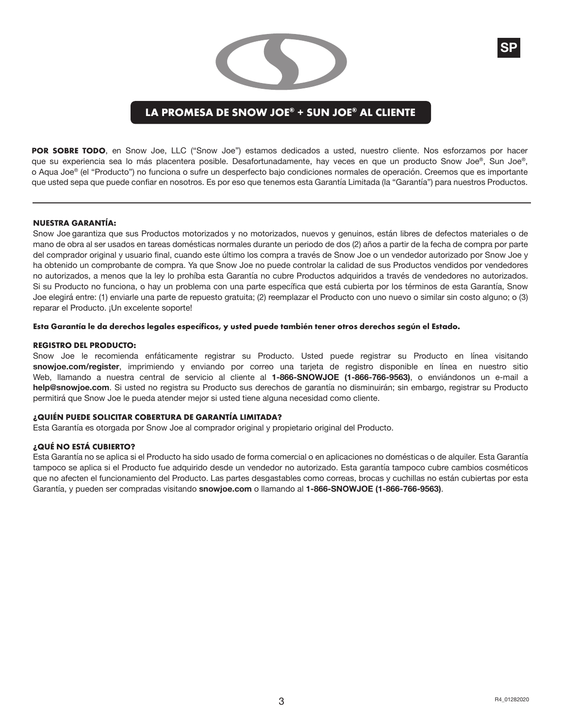SP

# LA PROMESA DE SNOW JOE® + SUN JOE® AL CLIENTE

**POR SOBRE TODO**, en Snow Joe, LLC ("Snow Joe") estamos dedicados a usted, nuestro cliente. Nos esforzamos por hacer que su experiencia sea lo más placentera posible. Desafortunadamente, hay veces en que un producto Snow Joe®, Sun Joe®, o Aqua Joe® (el "Producto") no funciona o sufre un desperfecto bajo condiciones normales de operación. Creemos que es importante que usted sepa que puede confiar en nosotros. Es por eso que tenemos esta Garantía Limitada (la "Garantía") para nuestros Productos.

---

## NUESTRA GARANTÍA:

Snow Joe garantiza que sus Productos motorizados y no motorizados, nuevos y genuinos, están libres de defectos materiales o de mano de obra al ser usados en tareas domésticas normales durante un periodo de dos (2) años a partir de la fecha de compra por parte del comprador original y usuario final, cuando este último los compra a través de Snow Joe o un vendedor autorizado por Snow Joe y ha obtenido un comprobante de compra. Ya que Snow Joe no puede controlar la calidad de sus Productos vendidos por vendedores no autorizados, a menos que la ley lo prohíba esta Garantía no cubre Productos adquiridos a través de vendedores no autorizados. Si su Producto no funciona, o hay un problema con una parte específica que está cubierta por los términos de esta Garantía, Snow Joe elegirá entre: (1) enviarle una parte de repuesto gratuita; (2) reemplazar el Producto con uno nuevo o similar sin costo alguno; o (3) reparar el Producto. ¡Un excelente soporte!

**Esta Garantía le da derechos legales específicos, y usted puede también tener otros derechos según el Estado.**

## REGISTRO DEL PRODUCTO:

Snow Joe le recomienda enfáticamente registrar su Producto. Usted puede registrar su Producto en línea visitando **snowjoe.com/register**, imprimiendo y enviando por correo una tarjeta de registro disponible en línea en nuestro sitio Web, llamando a nuestra central de servicio al cliente al **1-866-SNOWJOE (1-866-766-9563)**, o enviándonos un e-mail a **help@snowjoe.com**. Si usted no registra su Producto sus derechos de garantía no disminuirán; sin embargo, registrar su Producto permitirá que Snow Joe le pueda atender mejor si usted tiene alguna necesidad como cliente.

## ¿QUIÉN PUEDE SOLICITAR COBERTURA DE GARANTÍA LIMITADA?

Esta Garantía es otorgada por Snow Joe al comprador original y propietario original del Producto.

## ¿QUÉ NO ESTÁ CUBIERTO?

Esta Garantía no se aplica si el Producto ha sido usado de forma comercial o en aplicaciones no domésticas o de alquiler. Esta Garantía tampoco se aplica si el Producto fue adquirido desde un vendedor no autorizado. Esta garantía tampoco cubre cambios cosméticos que no afecten el funcionamiento del Producto. Las partes desgastables como correas, brocas y cuchillas no están cubiertas por esta Garantía, y pueden ser compradas visitando **snowjoe.com** o llamando al **1-866-SNOWJOE (1-866-766-9563)**.

R4_01282020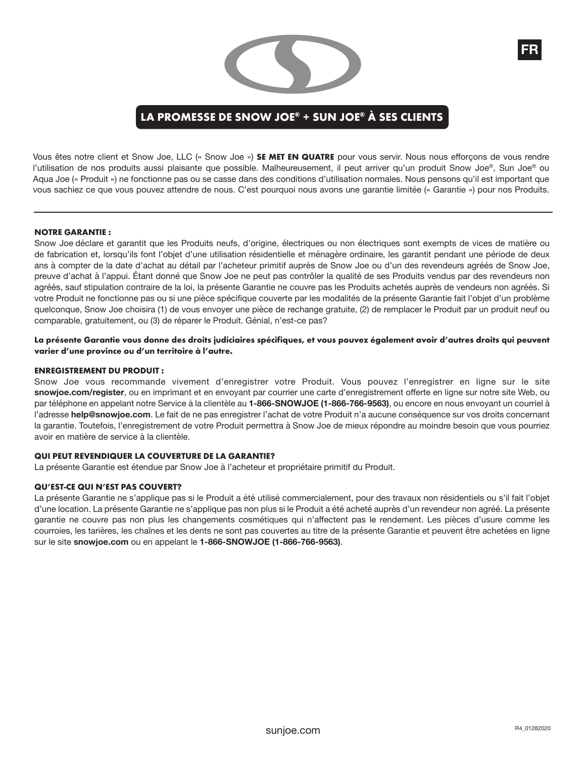FR

# LA PROMESSE DE SNOW JOE® + SUN JOE® À SES CLIENTS

Vous êtes notre client et Snow Joe, LLC (« Snow Joe ») **SE MET EN QUATRE** pour vous servir. Nous nous efforçons de vous rendre l'utilisation de nos produits aussi plaisante que possible. Malheureusement, il peut arriver qu'un produit Snow Joe®, Sun Joe® ou Aqua Joe (« Produit ») ne fonctionne pas ou se casse dans des conditions d'utilisation normales. Nous pensons qu'il est important que vous sachiez ce que vous pouvez attendre de nous. C'est pourquoi nous avons une garantie limitée (« Garantie ») pour nos Produits.

---

### NOTRE GARANTIE :

Snow Joe déclare et garantit que les Produits neufs, d'origine, électriques ou non électriques sont exempts de vices de matière ou de fabrication et, lorsqu'ils font l'objet d'une utilisation résidentielle et ménagère ordinaire, les garantit pendant une période de deux ans à compter de la date d'achat au détail par l'acheteur primitif auprès de Snow Joe ou d'un des revendeurs agréés de Snow Joe, preuve d'achat à l'appui. Étant donné que Snow Joe ne peut pas contrôler la qualité de ses Produits vendus par des revendeurs non agréés, sauf stipulation contraire de la loi, la présente Garantie ne couvre pas les Produits achetés auprès de vendeurs non agréés. Si votre Produit ne fonctionne pas ou si une pièce spécifique couverte par les modalités de la présente Garantie fait l'objet d'un problème quelconque, Snow Joe choisira (1) de vous envoyer une pièce de rechange gratuite, (2) de remplacer le Produit par un produit neuf ou comparable, gratuitement, ou (3) de réparer le Produit. Génial, n'est-ce pas?

**La présente Garantie vous donne des droits judiciaires spécifiques, et vous pouvez également avoir d'autres droits qui peuvent varier d'une province ou d'un territoire à l'autre.**

### ENREGISTREMENT DU PRODUIT :

Snow Joe vous recommande vivement d'enregistrer votre Produit. Vous pouvez l'enregistrer en ligne sur le site **snowjoe.com/register**, ou en imprimant et en envoyant par courrier une carte d'enregistrement offerte en ligne sur notre site Web, ou par téléphone en appelant notre Service à la clientèle au **1-866-SNOWJOE (1-866-766-9563)**, ou encore en nous envoyant un courriel à l'adresse **help@snowjoe.com**. Le fait de ne pas enregistrer l'achat de votre Produit n'a aucune conséquence sur vos droits concernant la garantie. Toutefois, l'enregistrement de votre Produit permettra à Snow Joe de mieux répondre au moindre besoin que vous pourriez avoir en matière de service à la clientèle.

### QUI PEUT REVENDIQUER LA COUVERTURE DE LA GARANTIE?

La présente Garantie est étendue par Snow Joe à l'acheteur et propriétaire primitif du Produit.

### QU'EST-CE QUI N'EST PAS COUVERT?

La présente Garantie ne s'applique pas si le Produit a été utilisé commercialement, pour des travaux non résidentiels ou s'il fait l'objet d'une location. La présente Garantie ne s'applique pas non plus si le Produit a été acheté auprès d'un revendeur non agréé. La présente garantie ne couvre pas non plus les changements cosmétiques qui n'affectent pas le rendement. Les pièces d'usure comme les courroies, les tarières, les chaînes et les dents ne sont pas couvertes au titre de la présente Garantie et peuvent être achetées en ligne sur le site **snowjoe.com** ou en appelant le **1-866-SNOWJOE (1-866-766-9563)**.

sunjoe.com

R4_01282020